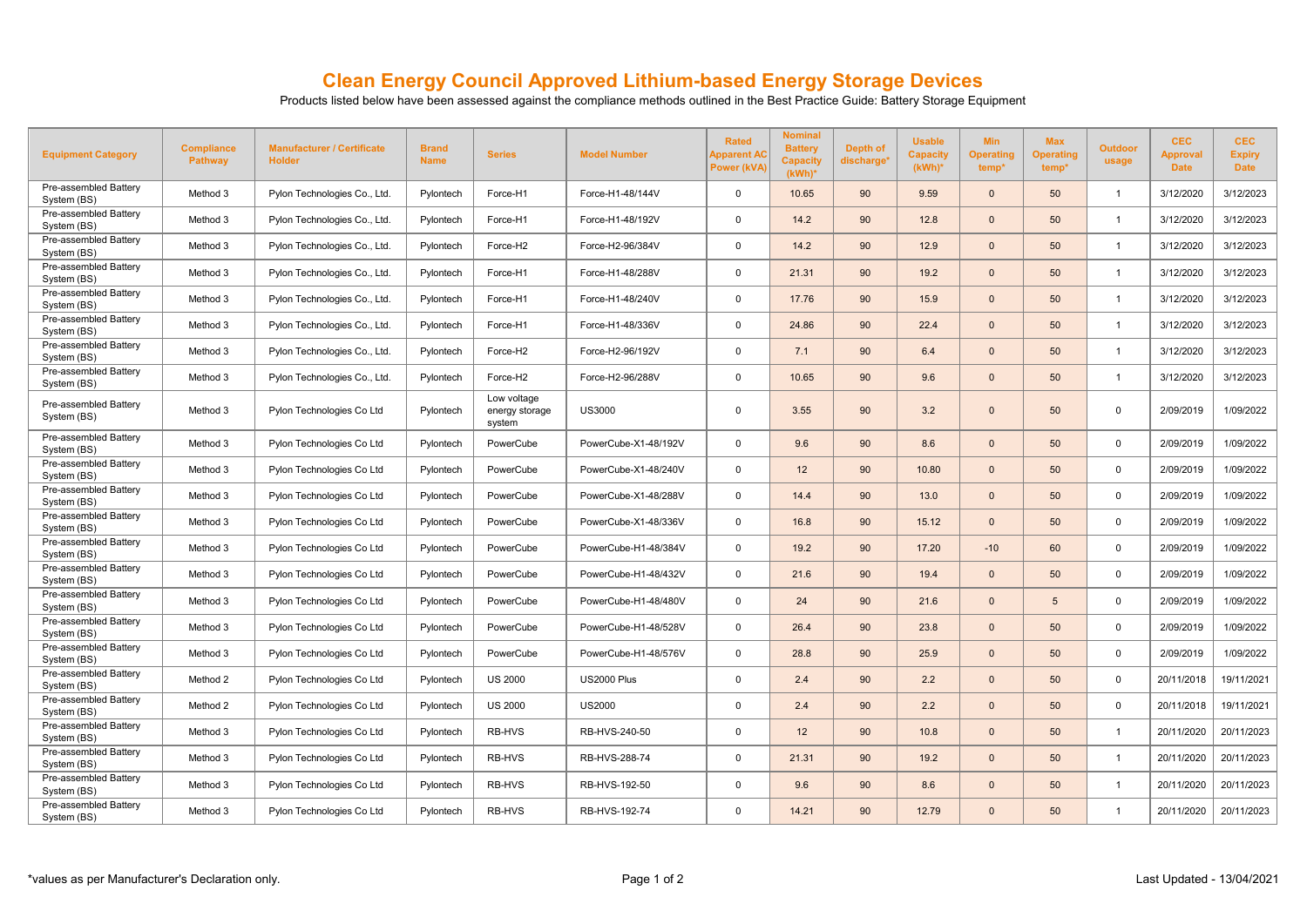# Clean Energy Council Approved Lithium-based Energy Storage Devices

Products listed below have been assessed against the compliance methods outlined in the Best Practice Guide: Battery Storage Equipment

| Equipment Category | Compliance Pathway | Manufacturer / Certificate Holder | Brand Name | Series | Model Number | Rated Apparent AC Power (kVA) | Nominal Battery Capacity (kWh)* | Depth of discharge* | Usable Capacity (kWh)* | Min Operating temp* | Max Operating temp* | Outdoor usage | CEC Approval Date | CEC Expiry Date |
|---|---|---|---|---|---|---|---|---|---|---|---|---|---|---|
| Pre-assembled Battery System (BS) | Method 3 | Pylon Technologies Co., Ltd. | Pylontech | Force-H1 | Force-H1-48/144V | 0 | 10.65 | 90 | 9.59 | 0 | 50 | 1 | 3/12/2020 | 3/12/2023 |
| Pre-assembled Battery System (BS) | Method 3 | Pylon Technologies Co., Ltd. | Pylontech | Force-H1 | Force-H1-48/192V | 0 | 14.2 | 90 | 12.8 | 0 | 50 | 1 | 3/12/2020 | 3/12/2023 |
| Pre-assembled Battery System (BS) | Method 3 | Pylon Technologies Co., Ltd. | Pylontech | Force-H2 | Force-H2-96/384V | 0 | 14.2 | 90 | 12.9 | 0 | 50 | 1 | 3/12/2020 | 3/12/2023 |
| Pre-assembled Battery System (BS) | Method 3 | Pylon Technologies Co., Ltd. | Pylontech | Force-H1 | Force-H1-48/288V | 0 | 21.31 | 90 | 19.2 | 0 | 50 | 1 | 3/12/2020 | 3/12/2023 |
| Pre-assembled Battery System (BS) | Method 3 | Pylon Technologies Co., Ltd. | Pylontech | Force-H1 | Force-H1-48/240V | 0 | 17.76 | 90 | 15.9 | 0 | 50 | 1 | 3/12/2020 | 3/12/2023 |
| Pre-assembled Battery System (BS) | Method 3 | Pylon Technologies Co., Ltd. | Pylontech | Force-H1 | Force-H1-48/336V | 0 | 24.86 | 90 | 22.4 | 0 | 50 | 1 | 3/12/2020 | 3/12/2023 |
| Pre-assembled Battery System (BS) | Method 3 | Pylon Technologies Co., Ltd. | Pylontech | Force-H2 | Force-H2-96/192V | 0 | 7.1 | 90 | 6.4 | 0 | 50 | 1 | 3/12/2020 | 3/12/2023 |
| Pre-assembled Battery System (BS) | Method 3 | Pylon Technologies Co., Ltd. | Pylontech | Force-H2 | Force-H2-96/288V | 0 | 10.65 | 90 | 9.6 | 0 | 50 | 1 | 3/12/2020 | 3/12/2023 |
| Pre-assembled Battery System (BS) | Method 3 | Pylon Technologies Co Ltd | Pylontech | Low voltage energy storage system | US3000 | 0 | 3.55 | 90 | 3.2 | 0 | 50 | 0 | 2/09/2019 | 1/09/2022 |
| Pre-assembled Battery System (BS) | Method 3 | Pylon Technologies Co Ltd | Pylontech | PowerCube | PowerCube-X1-48/192V | 0 | 9.6 | 90 | 8.6 | 0 | 50 | 0 | 2/09/2019 | 1/09/2022 |
| Pre-assembled Battery System (BS) | Method 3 | Pylon Technologies Co Ltd | Pylontech | PowerCube | PowerCube-X1-48/240V | 0 | 12 | 90 | 10.80 | 0 | 50 | 0 | 2/09/2019 | 1/09/2022 |
| Pre-assembled Battery System (BS) | Method 3 | Pylon Technologies Co Ltd | Pylontech | PowerCube | PowerCube-X1-48/288V | 0 | 14.4 | 90 | 13.0 | 0 | 50 | 0 | 2/09/2019 | 1/09/2022 |
| Pre-assembled Battery System (BS) | Method 3 | Pylon Technologies Co Ltd | Pylontech | PowerCube | PowerCube-X1-48/336V | 0 | 16.8 | 90 | 15.12 | 0 | 50 | 0 | 2/09/2019 | 1/09/2022 |
| Pre-assembled Battery System (BS) | Method 3 | Pylon Technologies Co Ltd | Pylontech | PowerCube | PowerCube-H1-48/384V | 0 | 19.2 | 90 | 17.20 | -10 | 60 | 0 | 2/09/2019 | 1/09/2022 |
| Pre-assembled Battery System (BS) | Method 3 | Pylon Technologies Co Ltd | Pylontech | PowerCube | PowerCube-H1-48/432V | 0 | 21.6 | 90 | 19.4 | 0 | 50 | 0 | 2/09/2019 | 1/09/2022 |
| Pre-assembled Battery System (BS) | Method 3 | Pylon Technologies Co Ltd | Pylontech | PowerCube | PowerCube-H1-48/480V | 0 | 24 | 90 | 21.6 | 0 | 5 | 0 | 2/09/2019 | 1/09/2022 |
| Pre-assembled Battery System (BS) | Method 3 | Pylon Technologies Co Ltd | Pylontech | PowerCube | PowerCube-H1-48/528V | 0 | 26.4 | 90 | 23.8 | 0 | 50 | 0 | 2/09/2019 | 1/09/2022 |
| Pre-assembled Battery System (BS) | Method 3 | Pylon Technologies Co Ltd | Pylontech | PowerCube | PowerCube-H1-48/576V | 0 | 28.8 | 90 | 25.9 | 0 | 50 | 0 | 2/09/2019 | 1/09/2022 |
| Pre-assembled Battery System (BS) | Method 2 | Pylon Technologies Co Ltd | Pylontech | US 2000 | US2000 Plus | 0 | 2.4 | 90 | 2.2 | 0 | 50 | 0 | 20/11/2018 | 19/11/2021 |
| Pre-assembled Battery System (BS) | Method 2 | Pylon Technologies Co Ltd | Pylontech | US 2000 | US2000 | 0 | 2.4 | 90 | 2.2 | 0 | 50 | 0 | 20/11/2018 | 19/11/2021 |
| Pre-assembled Battery System (BS) | Method 3 | Pylon Technologies Co Ltd | Pylontech | RB-HVS | RB-HVS-240-50 | 0 | 12 | 90 | 10.8 | 0 | 50 | 1 | 20/11/2020 | 20/11/2023 |
| Pre-assembled Battery System (BS) | Method 3 | Pylon Technologies Co Ltd | Pylontech | RB-HVS | RB-HVS-288-74 | 0 | 21.31 | 90 | 19.2 | 0 | 50 | 1 | 20/11/2020 | 20/11/2023 |
| Pre-assembled Battery System (BS) | Method 3 | Pylon Technologies Co Ltd | Pylontech | RB-HVS | RB-HVS-192-50 | 0 | 9.6 | 90 | 8.6 | 0 | 50 | 1 | 20/11/2020 | 20/11/2023 |
| Pre-assembled Battery System (BS) | Method 3 | Pylon Technologies Co Ltd | Pylontech | RB-HVS | RB-HVS-192-74 | 0 | 14.21 | 90 | 12.79 | 0 | 50 | 1 | 20/11/2020 | 20/11/2023 |

*values as per Manufacturer's Declaration only.

Last Updated - 13/04/2021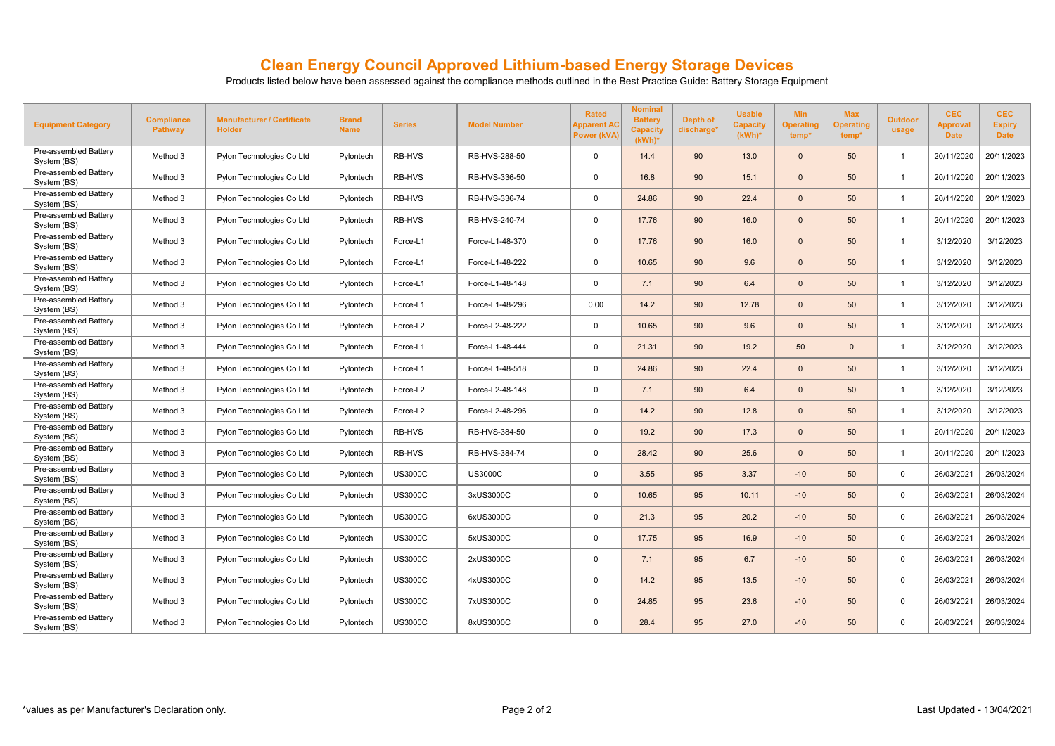# Clean Energy Council Approved Lithium-based Energy Storage Devices

Products listed below have been assessed against the compliance methods outlined in the Best Practice Guide: Battery Storage Equipment

| Equipment Category | Compliance Pathway | Manufacturer / Certificate Holder | Brand Name | Series | Model Number | Rated Apparent AC Power (kVA) | Nominal Battery Capacity (kWh)* | Depth of discharge* | Usable Capacity (kWh)* | Min Operating temp* | Max Operating temp* | Outdoor usage | CEC Approval Date | CEC Expiry Date |
|---|---|---|---|---|---|---|---|---|---|---|---|---|---|---|
| Pre-assembled Battery System (BS) | Method 3 | Pylon Technologies Co Ltd | Pylontech | RB-HVS | RB-HVS-288-50 | 0 | 14.4 | 90 | 13.0 | 0 | 50 | 1 | 20/11/2020 | 20/11/2023 |
| Pre-assembled Battery System (BS) | Method 3 | Pylon Technologies Co Ltd | Pylontech | RB-HVS | RB-HVS-336-50 | 0 | 16.8 | 90 | 15.1 | 0 | 50 | 1 | 20/11/2020 | 20/11/2023 |
| Pre-assembled Battery System (BS) | Method 3 | Pylon Technologies Co Ltd | Pylontech | RB-HVS | RB-HVS-336-74 | 0 | 24.86 | 90 | 22.4 | 0 | 50 | 1 | 20/11/2020 | 20/11/2023 |
| Pre-assembled Battery System (BS) | Method 3 | Pylon Technologies Co Ltd | Pylontech | RB-HVS | RB-HVS-240-74 | 0 | 17.76 | 90 | 16.0 | 0 | 50 | 1 | 20/11/2020 | 20/11/2023 |
| Pre-assembled Battery System (BS) | Method 3 | Pylon Technologies Co Ltd | Pylontech | Force-L1 | Force-L1-48-370 | 0 | 17.76 | 90 | 16.0 | 0 | 50 | 1 | 3/12/2020 | 3/12/2023 |
| Pre-assembled Battery System (BS) | Method 3 | Pylon Technologies Co Ltd | Pylontech | Force-L1 | Force-L1-48-222 | 0 | 10.65 | 90 | 9.6 | 0 | 50 | 1 | 3/12/2020 | 3/12/2023 |
| Pre-assembled Battery System (BS) | Method 3 | Pylon Technologies Co Ltd | Pylontech | Force-L1 | Force-L1-48-148 | 0 | 7.1 | 90 | 6.4 | 0 | 50 | 1 | 3/12/2020 | 3/12/2023 |
| Pre-assembled Battery System (BS) | Method 3 | Pylon Technologies Co Ltd | Pylontech | Force-L1 | Force-L1-48-296 | 0.00 | 14.2 | 90 | 12.78 | 0 | 50 | 1 | 3/12/2020 | 3/12/2023 |
| Pre-assembled Battery System (BS) | Method 3 | Pylon Technologies Co Ltd | Pylontech | Force-L2 | Force-L2-48-222 | 0 | 10.65 | 90 | 9.6 | 0 | 50 | 1 | 3/12/2020 | 3/12/2023 |
| Pre-assembled Battery System (BS) | Method 3 | Pylon Technologies Co Ltd | Pylontech | Force-L1 | Force-L1-48-444 | 0 | 21.31 | 90 | 19.2 | 50 | 0 | 1 | 3/12/2020 | 3/12/2023 |
| Pre-assembled Battery System (BS) | Method 3 | Pylon Technologies Co Ltd | Pylontech | Force-L1 | Force-L1-48-518 | 0 | 24.86 | 90 | 22.4 | 0 | 50 | 1 | 3/12/2020 | 3/12/2023 |
| Pre-assembled Battery System (BS) | Method 3 | Pylon Technologies Co Ltd | Pylontech | Force-L2 | Force-L2-48-148 | 0 | 7.1 | 90 | 6.4 | 0 | 50 | 1 | 3/12/2020 | 3/12/2023 |
| Pre-assembled Battery System (BS) | Method 3 | Pylon Technologies Co Ltd | Pylontech | Force-L2 | Force-L2-48-296 | 0 | 14.2 | 90 | 12.8 | 0 | 50 | 1 | 3/12/2020 | 3/12/2023 |
| Pre-assembled Battery System (BS) | Method 3 | Pylon Technologies Co Ltd | Pylontech | RB-HVS | RB-HVS-384-50 | 0 | 19.2 | 90 | 17.3 | 0 | 50 | 1 | 20/11/2020 | 20/11/2023 |
| Pre-assembled Battery System (BS) | Method 3 | Pylon Technologies Co Ltd | Pylontech | RB-HVS | RB-HVS-384-74 | 0 | 28.42 | 90 | 25.6 | 0 | 50 | 1 | 20/11/2020 | 20/11/2023 |
| Pre-assembled Battery System (BS) | Method 3 | Pylon Technologies Co Ltd | Pylontech | US3000C | US3000C | 0 | 3.55 | 95 | 3.37 | -10 | 50 | 0 | 26/03/2021 | 26/03/2024 |
| Pre-assembled Battery System (BS) | Method 3 | Pylon Technologies Co Ltd | Pylontech | US3000C | 3xUS3000C | 0 | 10.65 | 95 | 10.11 | -10 | 50 | 0 | 26/03/2021 | 26/03/2024 |
| Pre-assembled Battery System (BS) | Method 3 | Pylon Technologies Co Ltd | Pylontech | US3000C | 6xUS3000C | 0 | 21.3 | 95 | 20.2 | -10 | 50 | 0 | 26/03/2021 | 26/03/2024 |
| Pre-assembled Battery System (BS) | Method 3 | Pylon Technologies Co Ltd | Pylontech | US3000C | 5xUS3000C | 0 | 17.75 | 95 | 16.9 | -10 | 50 | 0 | 26/03/2021 | 26/03/2024 |
| Pre-assembled Battery System (BS) | Method 3 | Pylon Technologies Co Ltd | Pylontech | US3000C | 2xUS3000C | 0 | 7.1 | 95 | 6.7 | -10 | 50 | 0 | 26/03/2021 | 26/03/2024 |
| Pre-assembled Battery System (BS) | Method 3 | Pylon Technologies Co Ltd | Pylontech | US3000C | 4xUS3000C | 0 | 14.2 | 95 | 13.5 | -10 | 50 | 0 | 26/03/2021 | 26/03/2024 |
| Pre-assembled Battery System (BS) | Method 3 | Pylon Technologies Co Ltd | Pylontech | US3000C | 7xUS3000C | 0 | 24.85 | 95 | 23.6 | -10 | 50 | 0 | 26/03/2021 | 26/03/2024 |
| Pre-assembled Battery System (BS) | Method 3 | Pylon Technologies Co Ltd | Pylontech | US3000C | 8xUS3000C | 0 | 28.4 | 95 | 27.0 | -10 | 50 | 0 | 26/03/2021 | 26/03/2024 |

*values as per Manufacturer's Declaration only.

Last Updated - 13/04/2021